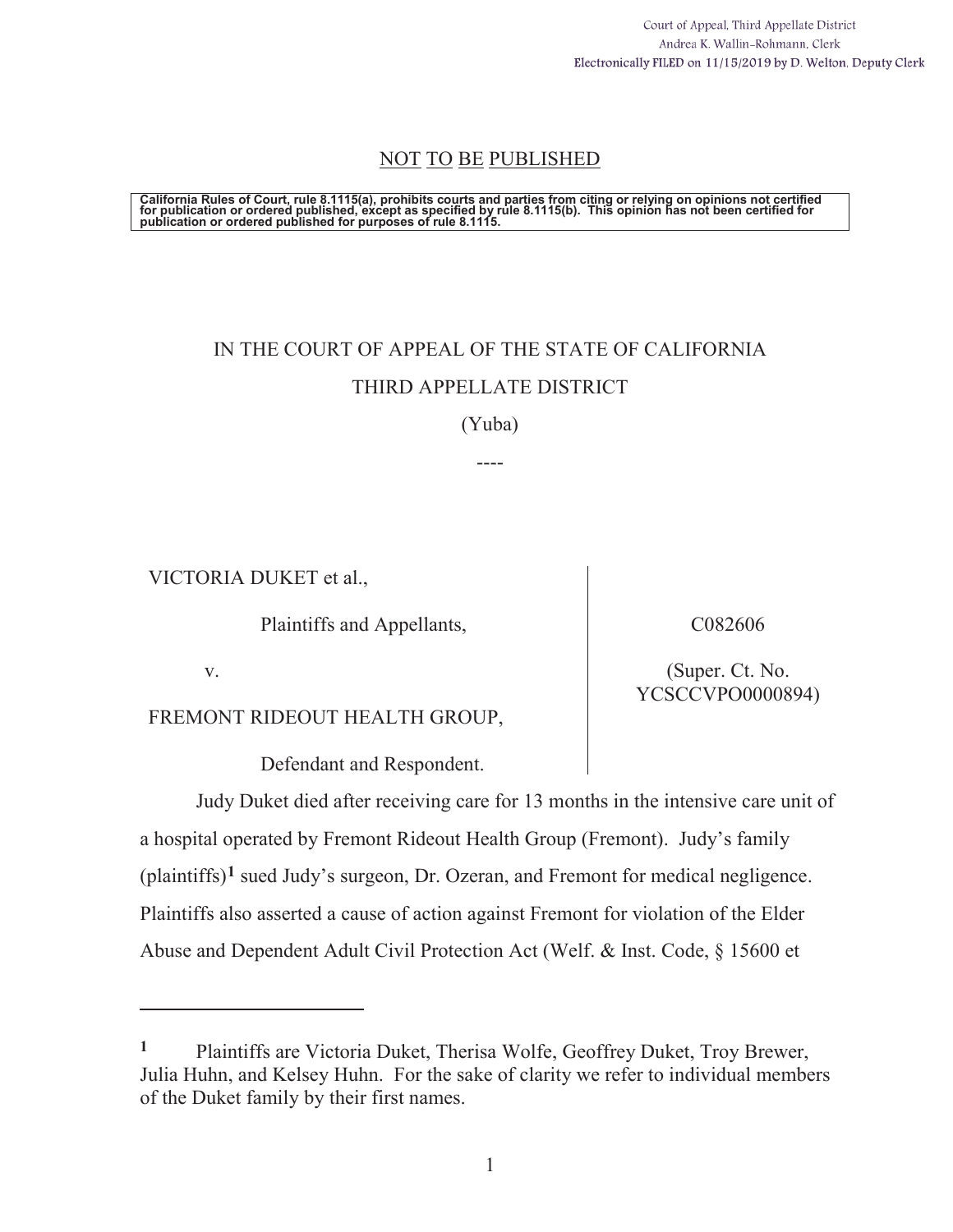Court of Appeal, Third Appellate District
Andrea K. Wallin-Rohmann, Clerk
Electronically FILED on 11/15/2019 by D. Welton, Deputy Clerk

NOT TO BE PUBLISHED

California Rules of Court, rule 8.1115(a), prohibits courts and parties from citing or relying on opinions not certified for publication or ordered published, except as specified by rule 8.1115(b). This opinion has not been certified for publication or ordered published for purposes of rule 8.1115.

IN THE COURT OF APPEAL OF THE STATE OF CALIFORNIA

THIRD APPELLATE DISTRICT

(Yuba)

----

| | |
|---|---|
| VICTORIA DUKET et al., | |
| Plaintiffs and Appellants, | C082606 |
| v. | (Super. Ct. No. YCSCCVPO0000894) |
| FREMONT RIDEOUT HEALTH GROUP, | |
| Defendant and Respondent. | |

Judy Duket died after receiving care for 13 months in the intensive care unit of a hospital operated by Fremont Rideout Health Group (Fremont). Judy's family (plaintiffs)[1] sued Judy's surgeon, Dr. Ozeran, and Fremont for medical negligence. Plaintiffs also asserted a cause of action against Fremont for violation of the Elder Abuse and Dependent Adult Civil Protection Act (Welf. & Inst. Code, § 15600 et

[1] Plaintiffs are Victoria Duket, Therisa Wolfe, Geoffrey Duket, Troy Brewer, Julia Huhn, and Kelsey Huhn. For the sake of clarity we refer to individual members of the Duket family by their first names.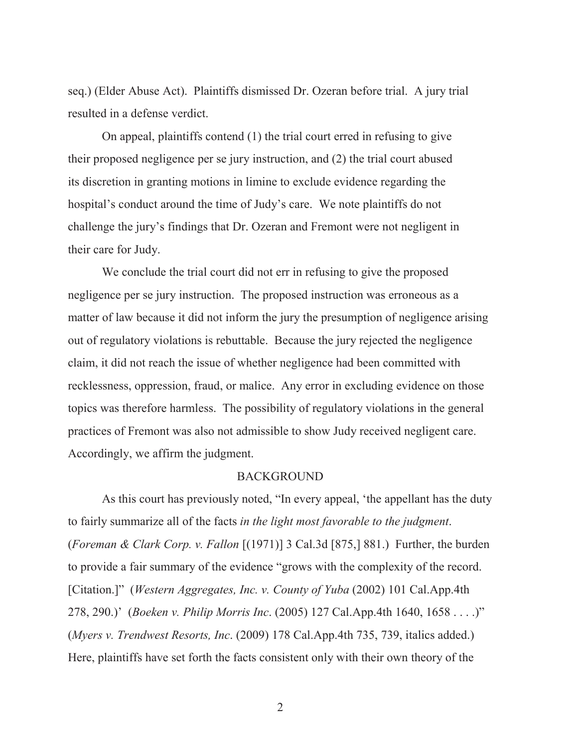seq.) (Elder Abuse Act). Plaintiffs dismissed Dr. Ozeran before trial. A jury trial resulted in a defense verdict.

On appeal, plaintiffs contend (1) the trial court erred in refusing to give their proposed negligence per se jury instruction, and (2) the trial court abused its discretion in granting motions in limine to exclude evidence regarding the hospital's conduct around the time of Judy's care. We note plaintiffs do not challenge the jury's findings that Dr. Ozeran and Fremont were not negligent in their care for Judy.

We conclude the trial court did not err in refusing to give the proposed negligence per se jury instruction. The proposed instruction was erroneous as a matter of law because it did not inform the jury the presumption of negligence arising out of regulatory violations is rebuttable. Because the jury rejected the negligence claim, it did not reach the issue of whether negligence had been committed with recklessness, oppression, fraud, or malice. Any error in excluding evidence on those topics was therefore harmless. The possibility of regulatory violations in the general practices of Fremont was also not admissible to show Judy received negligent care. Accordingly, we affirm the judgment.

## BACKGROUND

As this court has previously noted, "In every appeal, 'the appellant has the duty to fairly summarize all of the facts *in the light most favorable to the judgment*. (*Foreman & Clark Corp. v. Fallon* [(1971)] 3 Cal.3d [875,] 881.) Further, the burden to provide a fair summary of the evidence "grows with the complexity of the record. [Citation.]" (*Western Aggregates, Inc. v. County of Yuba* (2002) 101 Cal.App.4th 278, 290.)' (*Boeken v. Philip Morris Inc*. (2005) 127 Cal.App.4th 1640, 1658 . . . .)" (*Myers v. Trendwest Resorts, Inc*. (2009) 178 Cal.App.4th 735, 739, italics added.) Here, plaintiffs have set forth the facts consistent only with their own theory of the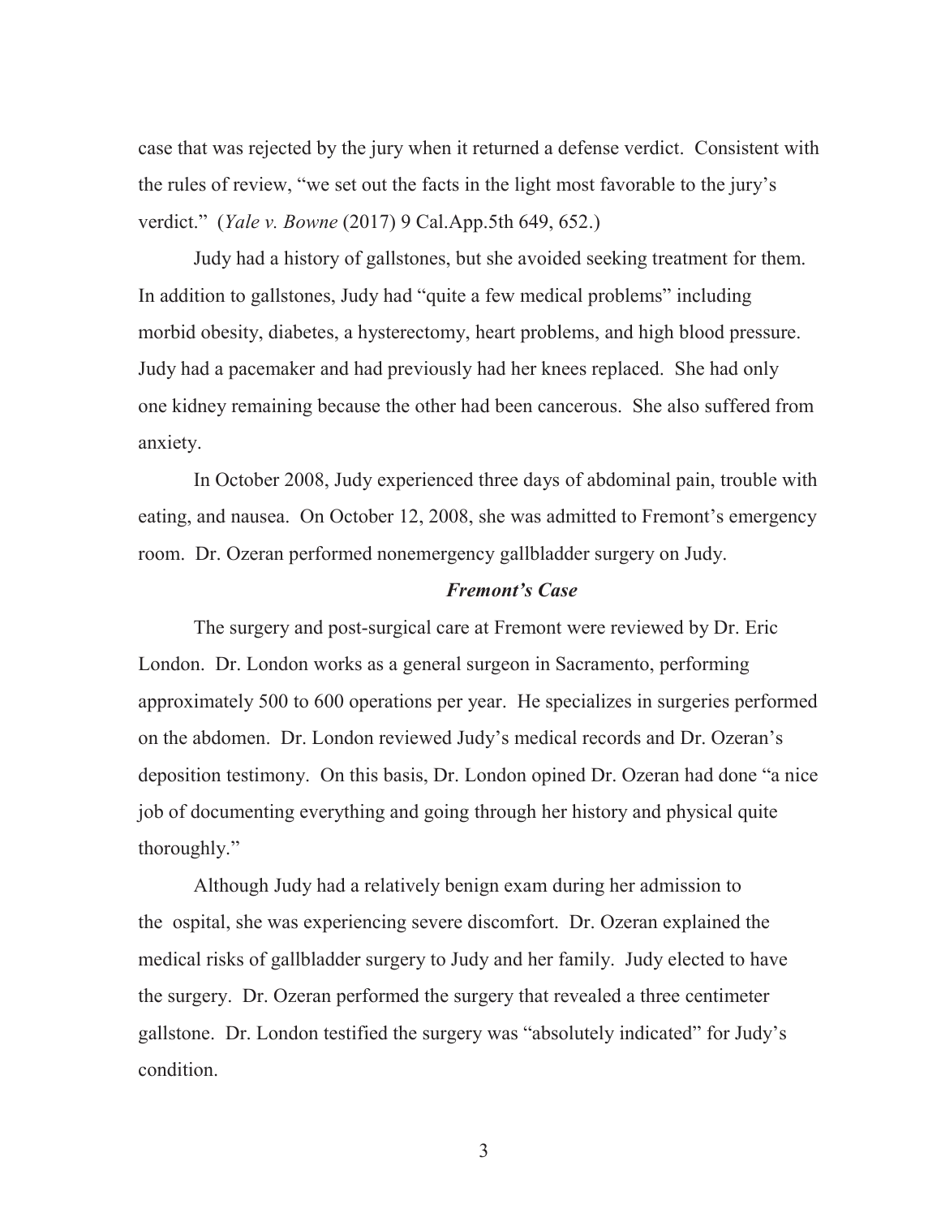case that was rejected by the jury when it returned a defense verdict. Consistent with the rules of review, "we set out the facts in the light most favorable to the jury's verdict." (*Yale v. Bowne* (2017) 9 Cal.App.5th 649, 652.)

Judy had a history of gallstones, but she avoided seeking treatment for them. In addition to gallstones, Judy had "quite a few medical problems" including morbid obesity, diabetes, a hysterectomy, heart problems, and high blood pressure. Judy had a pacemaker and had previously had her knees replaced. She had only one kidney remaining because the other had been cancerous. She also suffered from anxiety.

In October 2008, Judy experienced three days of abdominal pain, trouble with eating, and nausea. On October 12, 2008, she was admitted to Fremont's emergency room. Dr. Ozeran performed nonemergency gallbladder surgery on Judy.

***Fremont's Case***

The surgery and post-surgical care at Fremont were reviewed by Dr. Eric London. Dr. London works as a general surgeon in Sacramento, performing approximately 500 to 600 operations per year. He specializes in surgeries performed on the abdomen. Dr. London reviewed Judy's medical records and Dr. Ozeran's deposition testimony. On this basis, Dr. London opined Dr. Ozeran had done "a nice job of documenting everything and going through her history and physical quite thoroughly."

Although Judy had a relatively benign exam during her admission to the ospital, she was experiencing severe discomfort. Dr. Ozeran explained the medical risks of gallbladder surgery to Judy and her family. Judy elected to have the surgery. Dr. Ozeran performed the surgery that revealed a three centimeter gallstone. Dr. London testified the surgery was "absolutely indicated" for Judy's condition.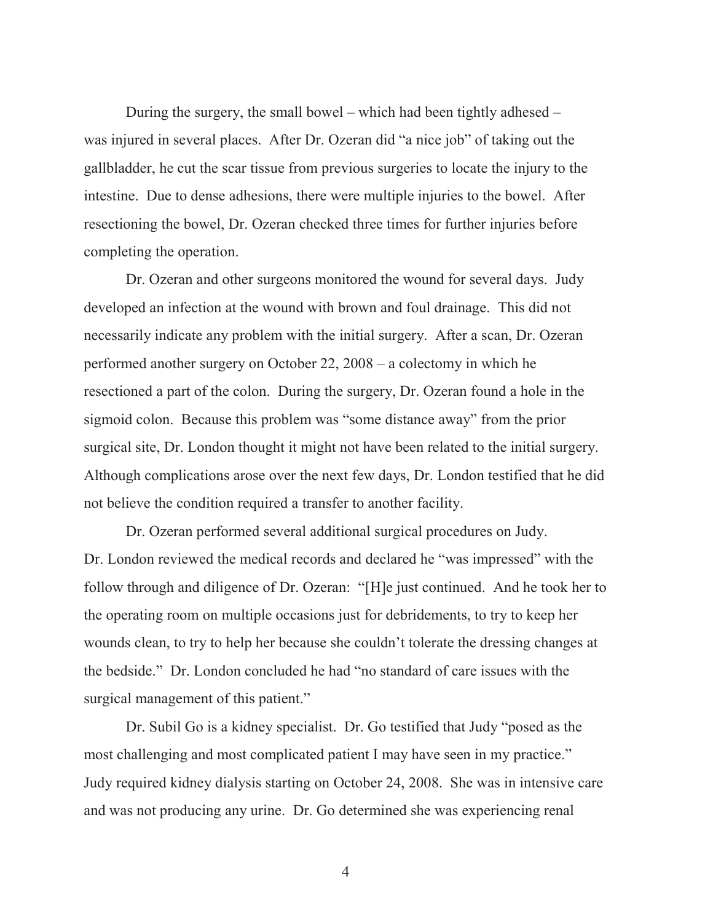During the surgery, the small bowel – which had been tightly adhesed – was injured in several places. After Dr. Ozeran did "a nice job" of taking out the gallbladder, he cut the scar tissue from previous surgeries to locate the injury to the intestine. Due to dense adhesions, there were multiple injuries to the bowel. After resectioning the bowel, Dr. Ozeran checked three times for further injuries before completing the operation.

Dr. Ozeran and other surgeons monitored the wound for several days. Judy developed an infection at the wound with brown and foul drainage. This did not necessarily indicate any problem with the initial surgery. After a scan, Dr. Ozeran performed another surgery on October 22, 2008 – a colectomy in which he resectioned a part of the colon. During the surgery, Dr. Ozeran found a hole in the sigmoid colon. Because this problem was "some distance away" from the prior surgical site, Dr. London thought it might not have been related to the initial surgery. Although complications arose over the next few days, Dr. London testified that he did not believe the condition required a transfer to another facility.

Dr. Ozeran performed several additional surgical procedures on Judy. Dr. London reviewed the medical records and declared he "was impressed" with the follow through and diligence of Dr. Ozeran: "[H]e just continued. And he took her to the operating room on multiple occasions just for debridements, to try to keep her wounds clean, to try to help her because she couldn't tolerate the dressing changes at the bedside." Dr. London concluded he had "no standard of care issues with the surgical management of this patient."

Dr. Subil Go is a kidney specialist. Dr. Go testified that Judy "posed as the most challenging and most complicated patient I may have seen in my practice." Judy required kidney dialysis starting on October 24, 2008. She was in intensive care and was not producing any urine. Dr. Go determined she was experiencing renal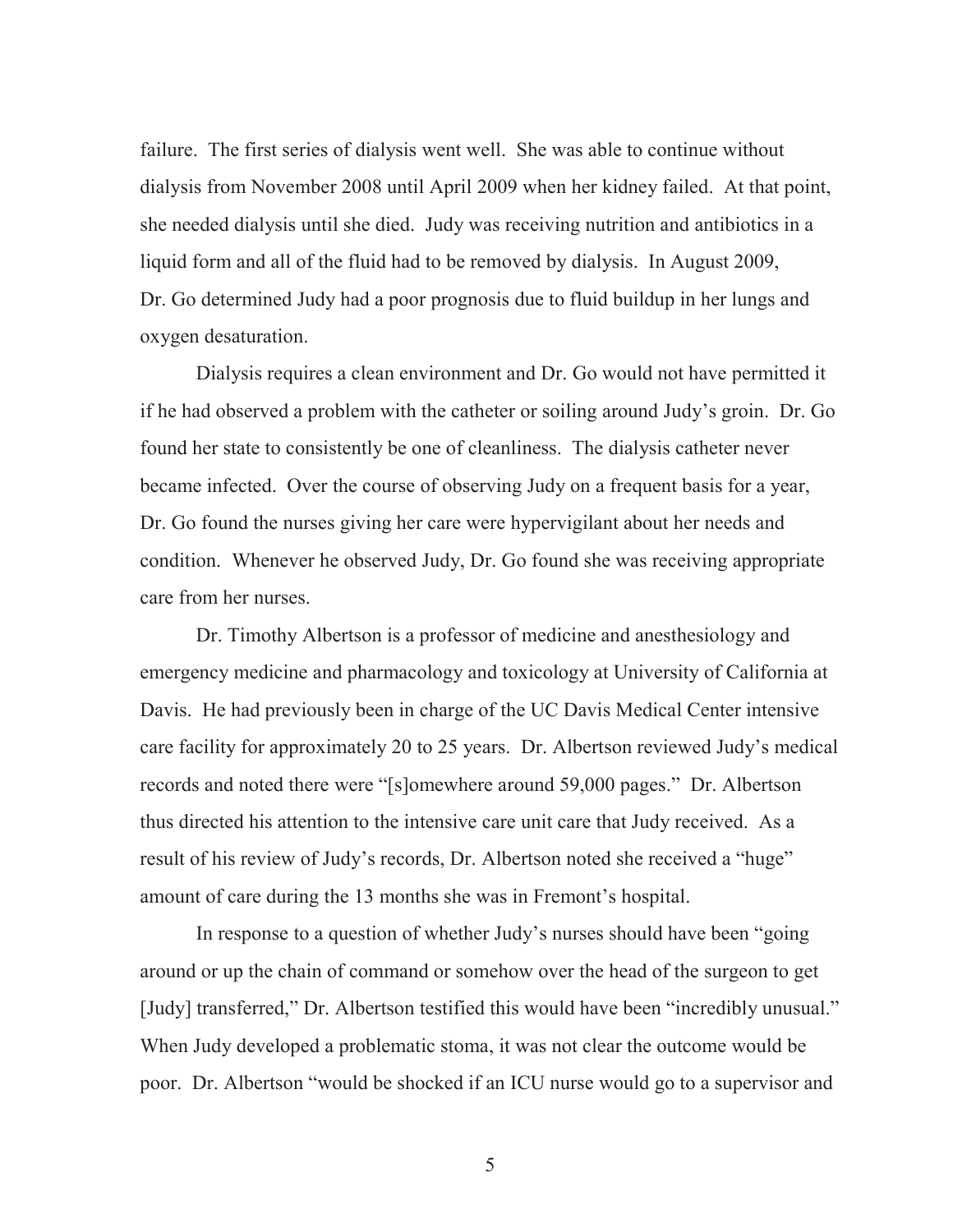failure. The first series of dialysis went well. She was able to continue without dialysis from November 2008 until April 2009 when her kidney failed. At that point, she needed dialysis until she died. Judy was receiving nutrition and antibiotics in a liquid form and all of the fluid had to be removed by dialysis. In August 2009, Dr. Go determined Judy had a poor prognosis due to fluid buildup in her lungs and oxygen desaturation.

Dialysis requires a clean environment and Dr. Go would not have permitted it if he had observed a problem with the catheter or soiling around Judy's groin. Dr. Go found her state to consistently be one of cleanliness. The dialysis catheter never became infected. Over the course of observing Judy on a frequent basis for a year, Dr. Go found the nurses giving her care were hypervigilant about her needs and condition. Whenever he observed Judy, Dr. Go found she was receiving appropriate care from her nurses.

Dr. Timothy Albertson is a professor of medicine and anesthesiology and emergency medicine and pharmacology and toxicology at University of California at Davis. He had previously been in charge of the UC Davis Medical Center intensive care facility for approximately 20 to 25 years. Dr. Albertson reviewed Judy's medical records and noted there were "[s]omewhere around 59,000 pages." Dr. Albertson thus directed his attention to the intensive care unit care that Judy received. As a result of his review of Judy's records, Dr. Albertson noted she received a "huge" amount of care during the 13 months she was in Fremont's hospital.

In response to a question of whether Judy's nurses should have been "going around or up the chain of command or somehow over the head of the surgeon to get [Judy] transferred," Dr. Albertson testified this would have been "incredibly unusual." When Judy developed a problematic stoma, it was not clear the outcome would be poor. Dr. Albertson "would be shocked if an ICU nurse would go to a supervisor and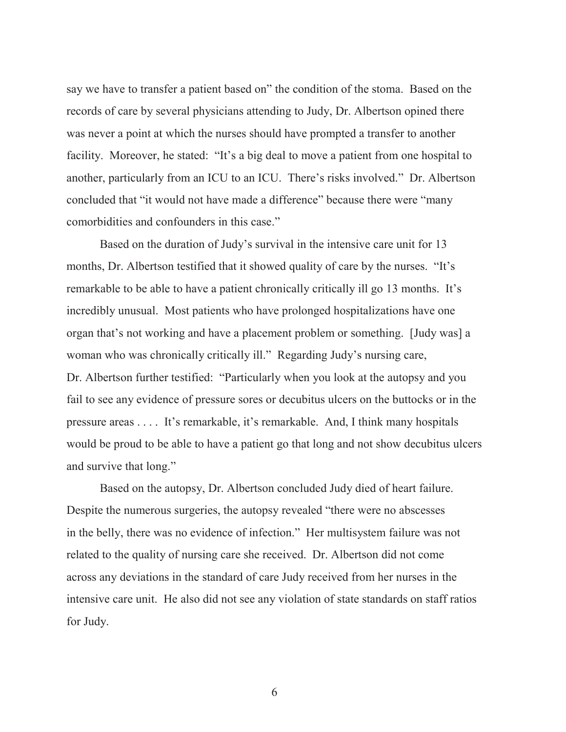say we have to transfer a patient based on" the condition of the stoma. Based on the records of care by several physicians attending to Judy, Dr. Albertson opined there was never a point at which the nurses should have prompted a transfer to another facility. Moreover, he stated: "It's a big deal to move a patient from one hospital to another, particularly from an ICU to an ICU. There's risks involved." Dr. Albertson concluded that "it would not have made a difference" because there were "many comorbidities and confounders in this case."

Based on the duration of Judy's survival in the intensive care unit for 13 months, Dr. Albertson testified that it showed quality of care by the nurses. "It's remarkable to be able to have a patient chronically critically ill go 13 months. It's incredibly unusual. Most patients who have prolonged hospitalizations have one organ that's not working and have a placement problem or something. [Judy was] a woman who was chronically critically ill." Regarding Judy's nursing care, Dr. Albertson further testified: "Particularly when you look at the autopsy and you fail to see any evidence of pressure sores or decubitus ulcers on the buttocks or in the pressure areas . . . . It's remarkable, it's remarkable. And, I think many hospitals would be proud to be able to have a patient go that long and not show decubitus ulcers and survive that long."

Based on the autopsy, Dr. Albertson concluded Judy died of heart failure. Despite the numerous surgeries, the autopsy revealed "there were no abscesses in the belly, there was no evidence of infection." Her multisystem failure was not related to the quality of nursing care she received. Dr. Albertson did not come across any deviations in the standard of care Judy received from her nurses in the intensive care unit. He also did not see any violation of state standards on staff ratios for Judy.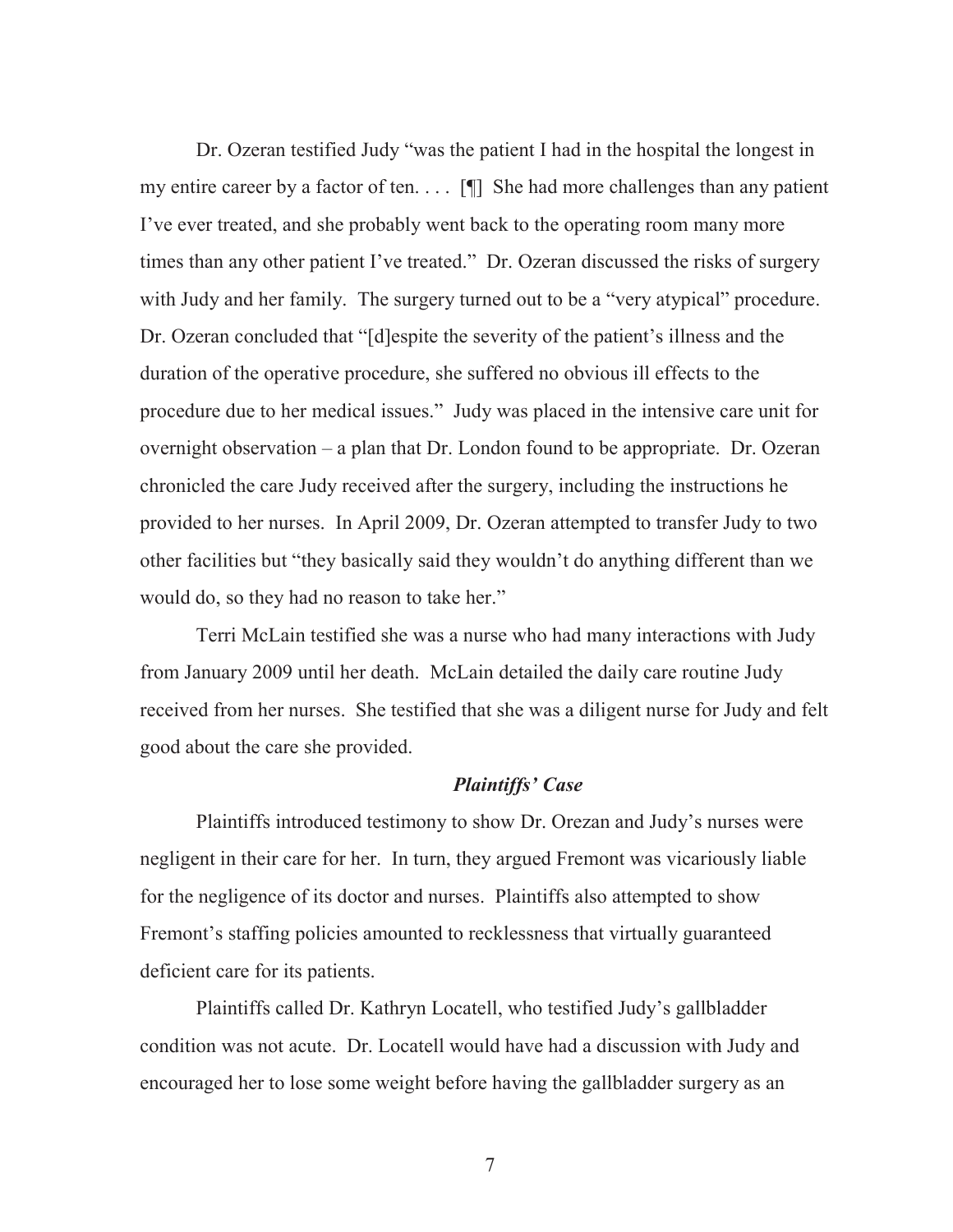Dr. Ozeran testified Judy "was the patient I had in the hospital the longest in my entire career by a factor of ten. . . . [¶] She had more challenges than any patient I've ever treated, and she probably went back to the operating room many more times than any other patient I've treated." Dr. Ozeran discussed the risks of surgery with Judy and her family. The surgery turned out to be a "very atypical" procedure. Dr. Ozeran concluded that "[d]espite the severity of the patient's illness and the duration of the operative procedure, she suffered no obvious ill effects to the procedure due to her medical issues." Judy was placed in the intensive care unit for overnight observation – a plan that Dr. London found to be appropriate. Dr. Ozeran chronicled the care Judy received after the surgery, including the instructions he provided to her nurses. In April 2009, Dr. Ozeran attempted to transfer Judy to two other facilities but "they basically said they wouldn't do anything different than we would do, so they had no reason to take her."

Terri McLain testified she was a nurse who had many interactions with Judy from January 2009 until her death. McLain detailed the daily care routine Judy received from her nurses. She testified that she was a diligent nurse for Judy and felt good about the care she provided.

### *Plaintiffs' Case*

Plaintiffs introduced testimony to show Dr. Orezan and Judy's nurses were negligent in their care for her. In turn, they argued Fremont was vicariously liable for the negligence of its doctor and nurses. Plaintiffs also attempted to show Fremont's staffing policies amounted to recklessness that virtually guaranteed deficient care for its patients.

Plaintiffs called Dr. Kathryn Locatell, who testified Judy's gallbladder condition was not acute. Dr. Locatell would have had a discussion with Judy and encouraged her to lose some weight before having the gallbladder surgery as an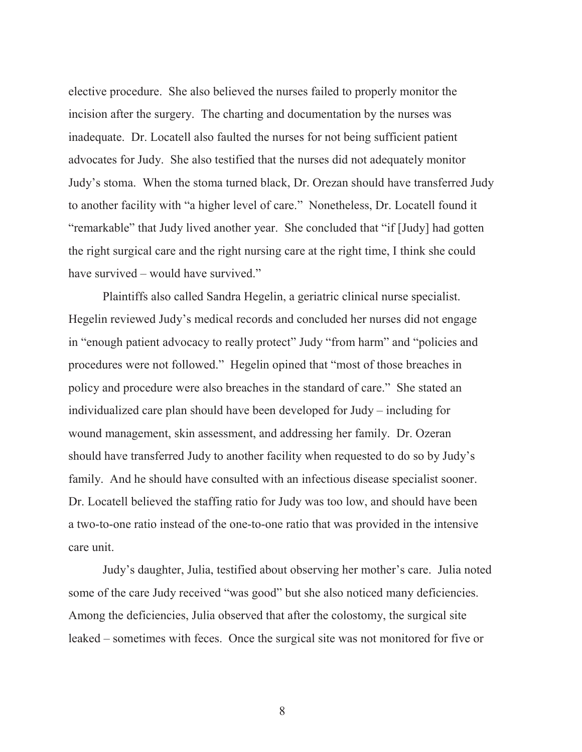elective procedure. She also believed the nurses failed to properly monitor the incision after the surgery. The charting and documentation by the nurses was inadequate. Dr. Locatell also faulted the nurses for not being sufficient patient advocates for Judy. She also testified that the nurses did not adequately monitor Judy's stoma. When the stoma turned black, Dr. Orezan should have transferred Judy to another facility with "a higher level of care." Nonetheless, Dr. Locatell found it "remarkable" that Judy lived another year. She concluded that "if [Judy] had gotten the right surgical care and the right nursing care at the right time, I think she could have survived – would have survived."

Plaintiffs also called Sandra Hegelin, a geriatric clinical nurse specialist. Hegelin reviewed Judy's medical records and concluded her nurses did not engage in "enough patient advocacy to really protect" Judy "from harm" and "policies and procedures were not followed." Hegelin opined that "most of those breaches in policy and procedure were also breaches in the standard of care." She stated an individualized care plan should have been developed for Judy – including for wound management, skin assessment, and addressing her family. Dr. Ozeran should have transferred Judy to another facility when requested to do so by Judy's family. And he should have consulted with an infectious disease specialist sooner. Dr. Locatell believed the staffing ratio for Judy was too low, and should have been a two-to-one ratio instead of the one-to-one ratio that was provided in the intensive care unit.

Judy's daughter, Julia, testified about observing her mother's care. Julia noted some of the care Judy received "was good" but she also noticed many deficiencies. Among the deficiencies, Julia observed that after the colostomy, the surgical site leaked – sometimes with feces. Once the surgical site was not monitored for five or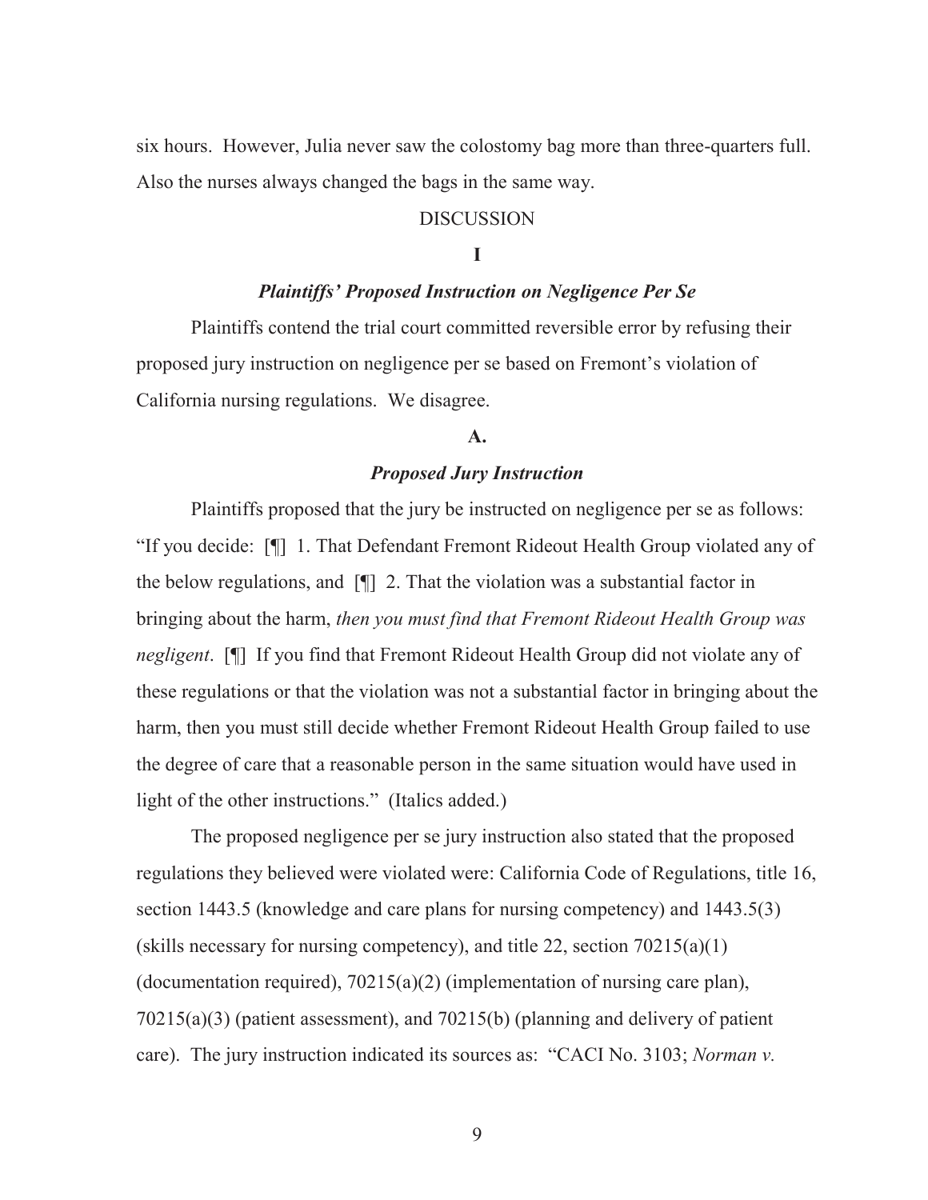six hours. However, Julia never saw the colostomy bag more than three-quarters full. Also the nurses always changed the bags in the same way.

## DISCUSSION

### I

### *Plaintiffs' Proposed Instruction on Negligence Per Se*

Plaintiffs contend the trial court committed reversible error by refusing their proposed jury instruction on negligence per se based on Fremont's violation of California nursing regulations. We disagree.

### A.

### *Proposed Jury Instruction*

Plaintiffs proposed that the jury be instructed on negligence per se as follows: "If you decide: [¶] 1. That Defendant Fremont Rideout Health Group violated any of the below regulations, and [¶] 2. That the violation was a substantial factor in bringing about the harm, *then you must find that Fremont Rideout Health Group was negligent*. [¶] If you find that Fremont Rideout Health Group did not violate any of these regulations or that the violation was not a substantial factor in bringing about the harm, then you must still decide whether Fremont Rideout Health Group failed to use the degree of care that a reasonable person in the same situation would have used in light of the other instructions." (Italics added.)

The proposed negligence per se jury instruction also stated that the proposed regulations they believed were violated were: California Code of Regulations, title 16, section 1443.5 (knowledge and care plans for nursing competency) and 1443.5(3) (skills necessary for nursing competency), and title 22, section 70215(a)(1) (documentation required), 70215(a)(2) (implementation of nursing care plan), 70215(a)(3) (patient assessment), and 70215(b) (planning and delivery of patient care). The jury instruction indicated its sources as: "CACI No. 3103; *Norman v.*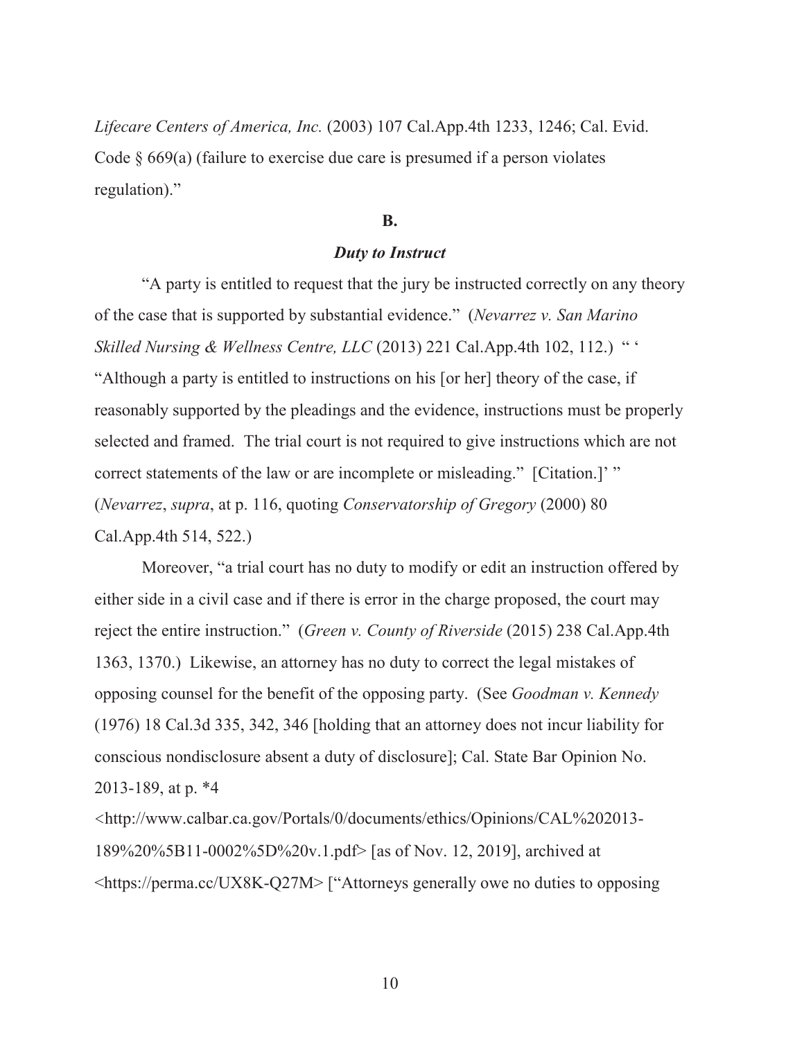*Lifecare Centers of America, Inc.* (2003) 107 Cal.App.4th 1233, 1246; Cal. Evid. Code § 669(a) (failure to exercise due care is presumed if a person violates regulation)."

**B.**

***Duty to Instruct***

"A party is entitled to request that the jury be instructed correctly on any theory of the case that is supported by substantial evidence." (*Nevarrez v. San Marino Skilled Nursing & Wellness Centre, LLC* (2013) 221 Cal.App.4th 102, 112.) " ' "Although a party is entitled to instructions on his [or her] theory of the case, if reasonably supported by the pleadings and the evidence, instructions must be properly selected and framed. The trial court is not required to give instructions which are not correct statements of the law or are incomplete or misleading." [Citation.]' " (*Nevarrez*, *supra*, at p. 116, quoting *Conservatorship of Gregory* (2000) 80 Cal.App.4th 514, 522.)

Moreover, "a trial court has no duty to modify or edit an instruction offered by either side in a civil case and if there is error in the charge proposed, the court may reject the entire instruction." (*Green v. County of Riverside* (2015) 238 Cal.App.4th 1363, 1370.) Likewise, an attorney has no duty to correct the legal mistakes of opposing counsel for the benefit of the opposing party. (See *Goodman v. Kennedy* (1976) 18 Cal.3d 335, 342, 346 [holding that an attorney does not incur liability for conscious nondisclosure absent a duty of disclosure]; Cal. State Bar Opinion No. 2013-189, at p. *4 <http://www.calbar.ca.gov/Portals/0/documents/ethics/Opinions/CAL%202013-189%20%5B11-0002%5D%20v.1.pdf> [as of Nov. 12, 2019], archived at <https://perma.cc/UX8K-Q27M> ["Attorneys generally owe no duties to opposing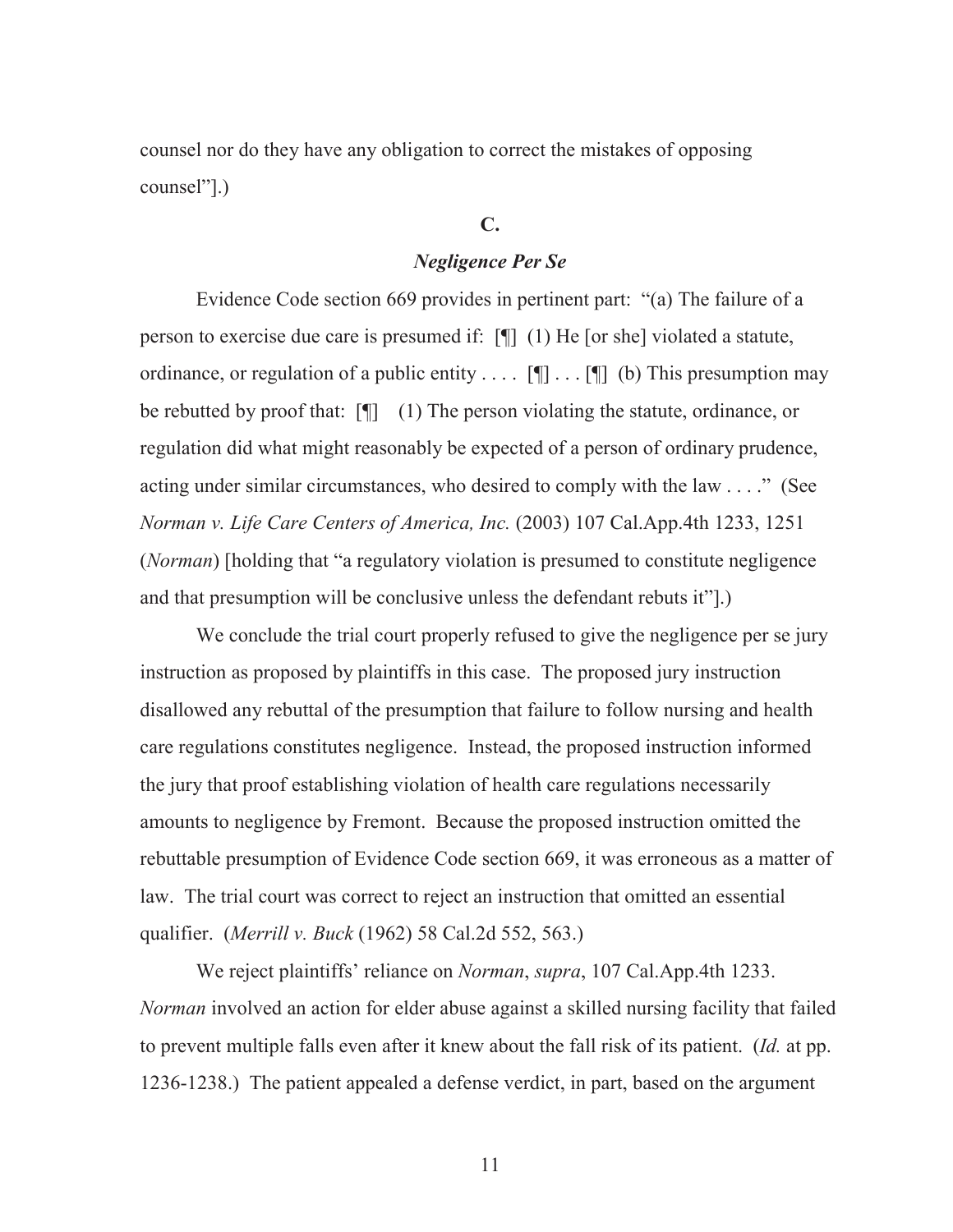counsel nor do they have any obligation to correct the mistakes of opposing counsel"].)

**C.**

***Negligence Per Se***

Evidence Code section 669 provides in pertinent part: "(a) The failure of a person to exercise due care is presumed if: [¶] (1) He [or she] violated a statute, ordinance, or regulation of a public entity . . . . [¶] . . . [¶] (b) This presumption may be rebutted by proof that: [¶] (1) The person violating the statute, ordinance, or regulation did what might reasonably be expected of a person of ordinary prudence, acting under similar circumstances, who desired to comply with the law . . . ." (See *Norman v. Life Care Centers of America, Inc.* (2003) 107 Cal.App.4th 1233, 1251 (*Norman*) [holding that "a regulatory violation is presumed to constitute negligence and that presumption will be conclusive unless the defendant rebuts it"].)

We conclude the trial court properly refused to give the negligence per se jury instruction as proposed by plaintiffs in this case. The proposed jury instruction disallowed any rebuttal of the presumption that failure to follow nursing and health care regulations constitutes negligence. Instead, the proposed instruction informed the jury that proof establishing violation of health care regulations necessarily amounts to negligence by Fremont. Because the proposed instruction omitted the rebuttable presumption of Evidence Code section 669, it was erroneous as a matter of law. The trial court was correct to reject an instruction that omitted an essential qualifier. (*Merrill v. Buck* (1962) 58 Cal.2d 552, 563.)

We reject plaintiffs' reliance on *Norman*, *supra*, 107 Cal.App.4th 1233. *Norman* involved an action for elder abuse against a skilled nursing facility that failed to prevent multiple falls even after it knew about the fall risk of its patient. (*Id.* at pp. 1236-1238.) The patient appealed a defense verdict, in part, based on the argument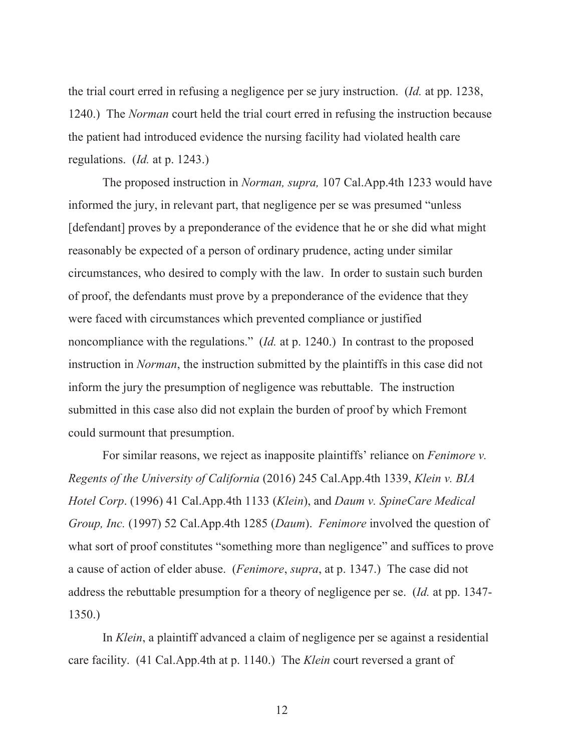the trial court erred in refusing a negligence per se jury instruction. (*Id.* at pp. 1238, 1240.) The *Norman* court held the trial court erred in refusing the instruction because the patient had introduced evidence the nursing facility had violated health care regulations. (*Id.* at p. 1243.)

The proposed instruction in *Norman, supra,* 107 Cal.App.4th 1233 would have informed the jury, in relevant part, that negligence per se was presumed "unless [defendant] proves by a preponderance of the evidence that he or she did what might reasonably be expected of a person of ordinary prudence, acting under similar circumstances, who desired to comply with the law. In order to sustain such burden of proof, the defendants must prove by a preponderance of the evidence that they were faced with circumstances which prevented compliance or justified noncompliance with the regulations." (*Id.* at p. 1240.) In contrast to the proposed instruction in *Norman*, the instruction submitted by the plaintiffs in this case did not inform the jury the presumption of negligence was rebuttable. The instruction submitted in this case also did not explain the burden of proof by which Fremont could surmount that presumption.

For similar reasons, we reject as inapposite plaintiffs' reliance on *Fenimore v. Regents of the University of California* (2016) 245 Cal.App.4th 1339, *Klein v. BIA Hotel Corp*. (1996) 41 Cal.App.4th 1133 (*Klein*), and *Daum v. SpineCare Medical Group, Inc.* (1997) 52 Cal.App.4th 1285 (*Daum*). *Fenimore* involved the question of what sort of proof constitutes "something more than negligence" and suffices to prove a cause of action of elder abuse. (*Fenimore*, *supra*, at p. 1347.) The case did not address the rebuttable presumption for a theory of negligence per se. (*Id.* at pp. 1347-1350.)

In *Klein*, a plaintiff advanced a claim of negligence per se against a residential care facility. (41 Cal.App.4th at p. 1140.) The *Klein* court reversed a grant of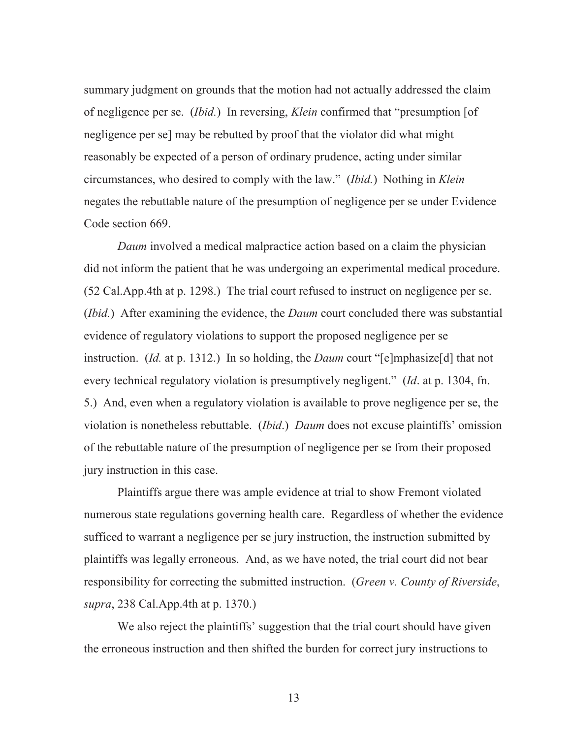summary judgment on grounds that the motion had not actually addressed the claim of negligence per se. (*Ibid.*) In reversing, *Klein* confirmed that "presumption [of negligence per se] may be rebutted by proof that the violator did what might reasonably be expected of a person of ordinary prudence, acting under similar circumstances, who desired to comply with the law." (*Ibid.*) Nothing in *Klein* negates the rebuttable nature of the presumption of negligence per se under Evidence Code section 669.

*Daum* involved a medical malpractice action based on a claim the physician did not inform the patient that he was undergoing an experimental medical procedure. (52 Cal.App.4th at p. 1298.) The trial court refused to instruct on negligence per se. (*Ibid.*) After examining the evidence, the *Daum* court concluded there was substantial evidence of regulatory violations to support the proposed negligence per se instruction. (*Id.* at p. 1312.) In so holding, the *Daum* court "[e]mphasize[d] that not every technical regulatory violation is presumptively negligent." (*Id*. at p. 1304, fn. 5.) And, even when a regulatory violation is available to prove negligence per se, the violation is nonetheless rebuttable. (*Ibid*.) *Daum* does not excuse plaintiffs' omission of the rebuttable nature of the presumption of negligence per se from their proposed jury instruction in this case.

Plaintiffs argue there was ample evidence at trial to show Fremont violated numerous state regulations governing health care. Regardless of whether the evidence sufficed to warrant a negligence per se jury instruction, the instruction submitted by plaintiffs was legally erroneous. And, as we have noted, the trial court did not bear responsibility for correcting the submitted instruction. (*Green v. County of Riverside*, *supra*, 238 Cal.App.4th at p. 1370.)

We also reject the plaintiffs' suggestion that the trial court should have given the erroneous instruction and then shifted the burden for correct jury instructions to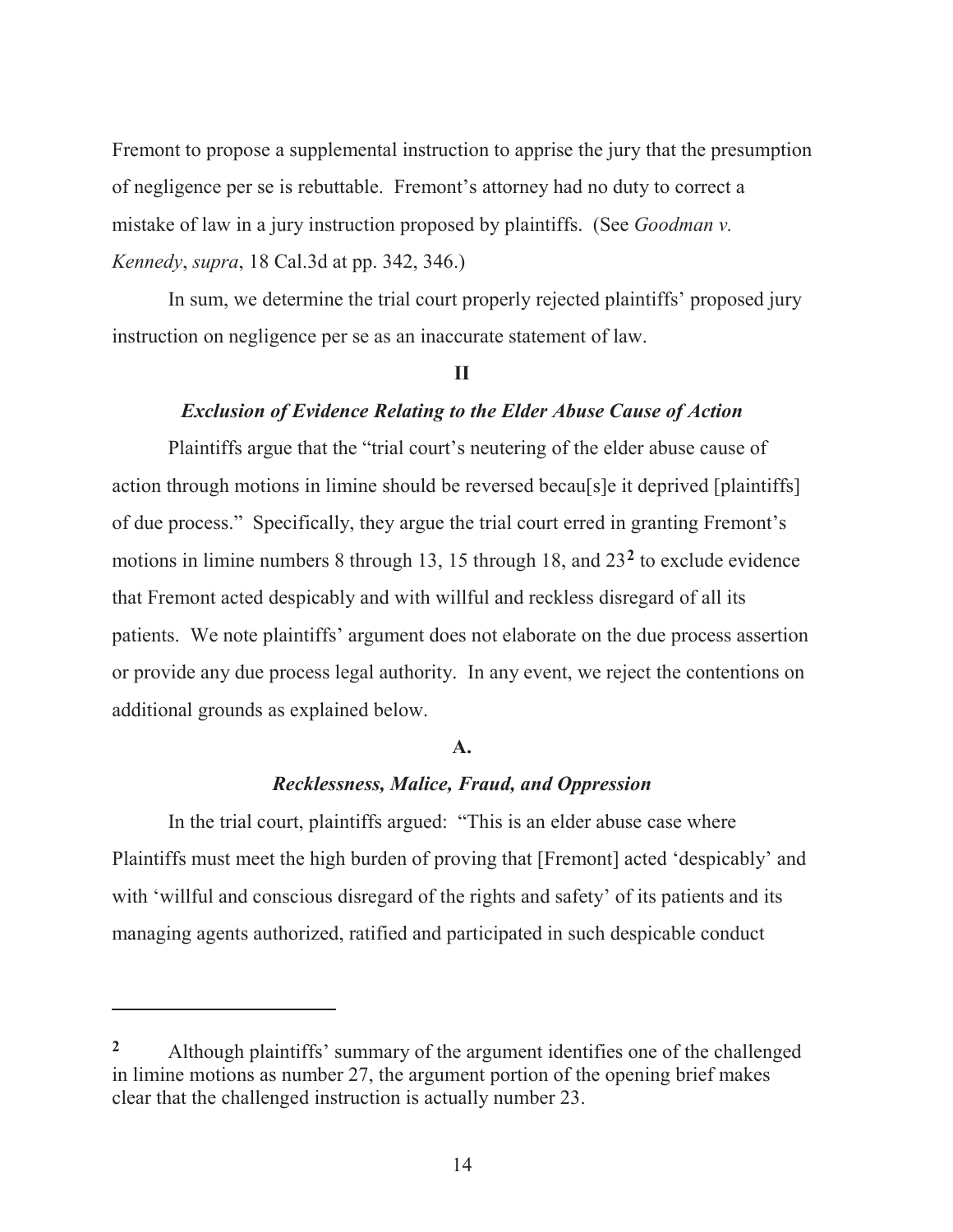Fremont to propose a supplemental instruction to apprise the jury that the presumption of negligence per se is rebuttable. Fremont's attorney had no duty to correct a mistake of law in a jury instruction proposed by plaintiffs. (See *Goodman v. Kennedy*, *supra*, 18 Cal.3d at pp. 342, 346.)

In sum, we determine the trial court properly rejected plaintiffs' proposed jury instruction on negligence per se as an inaccurate statement of law.

**II**

***Exclusion of Evidence Relating to the Elder Abuse Cause of Action***

Plaintiffs argue that the "trial court's neutering of the elder abuse cause of action through motions in limine should be reversed becau[s]e it deprived [plaintiffs] of due process." Specifically, they argue the trial court erred in granting Fremont's motions in limine numbers 8 through 13, 15 through 18, and 23[2] to exclude evidence that Fremont acted despicably and with willful and reckless disregard of all its patients. We note plaintiffs' argument does not elaborate on the due process assertion or provide any due process legal authority. In any event, we reject the contentions on additional grounds as explained below.

**A.**

***Recklessness, Malice, Fraud, and Oppression***

In the trial court, plaintiffs argued: "This is an elder abuse case where Plaintiffs must meet the high burden of proving that [Fremont] acted 'despicably' and with 'willful and conscious disregard of the rights and safety' of its patients and its managing agents authorized, ratified and participated in such despicable conduct

---

[2] Although plaintiffs' summary of the argument identifies one of the challenged in limine motions as number 27, the argument portion of the opening brief makes clear that the challenged instruction is actually number 23.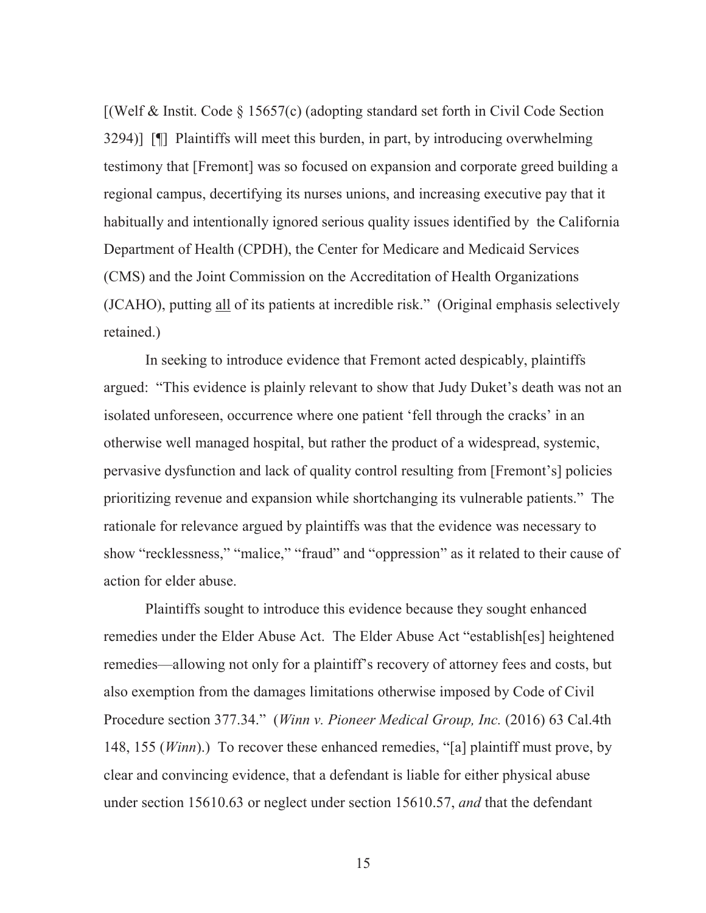[(Welf & Instit. Code § 15657(c) (adopting standard set forth in Civil Code Section 3294)] [¶] Plaintiffs will meet this burden, in part, by introducing overwhelming testimony that [Fremont] was so focused on expansion and corporate greed building a regional campus, decertifying its nurses unions, and increasing executive pay that it habitually and intentionally ignored serious quality issues identified by the California Department of Health (CPDH), the Center for Medicare and Medicaid Services (CMS) and the Joint Commission on the Accreditation of Health Organizations (JCAHO), putting <u>all</u> of its patients at incredible risk." (Original emphasis selectively retained.)

In seeking to introduce evidence that Fremont acted despicably, plaintiffs argued: "This evidence is plainly relevant to show that Judy Duket's death was not an isolated unforeseen, occurrence where one patient 'fell through the cracks' in an otherwise well managed hospital, but rather the product of a widespread, systemic, pervasive dysfunction and lack of quality control resulting from [Fremont's] policies prioritizing revenue and expansion while shortchanging its vulnerable patients." The rationale for relevance argued by plaintiffs was that the evidence was necessary to show "recklessness," "malice," "fraud" and "oppression" as it related to their cause of action for elder abuse.

Plaintiffs sought to introduce this evidence because they sought enhanced remedies under the Elder Abuse Act. The Elder Abuse Act "establish[es] heightened remedies—allowing not only for a plaintiff's recovery of attorney fees and costs, but also exemption from the damages limitations otherwise imposed by Code of Civil Procedure section 377.34." (*Winn v. Pioneer Medical Group, Inc.* (2016) 63 Cal.4th 148, 155 (*Winn*).) To recover these enhanced remedies, "[a] plaintiff must prove, by clear and convincing evidence, that a defendant is liable for either physical abuse under section 15610.63 or neglect under section 15610.57, *and* that the defendant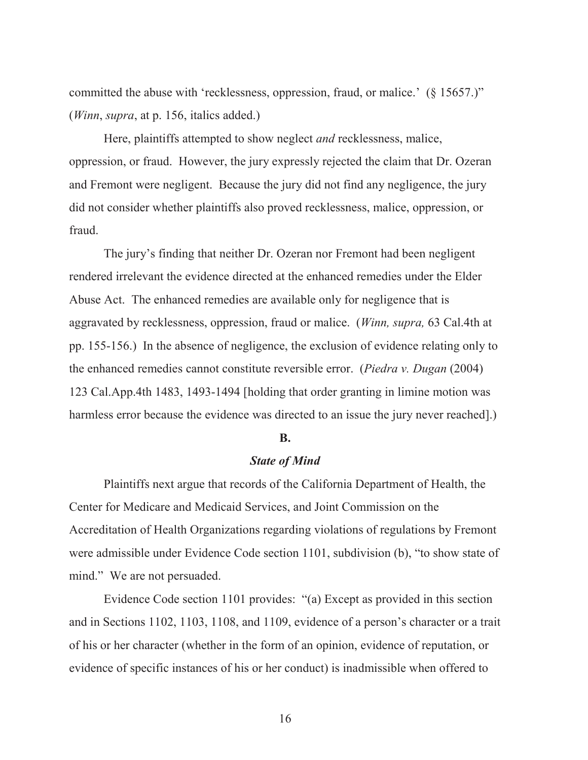committed the abuse with 'recklessness, oppression, fraud, or malice.' (§ 15657.)" (*Winn*, *supra*, at p. 156, italics added.)

Here, plaintiffs attempted to show neglect *and* recklessness, malice, oppression, or fraud. However, the jury expressly rejected the claim that Dr. Ozeran and Fremont were negligent. Because the jury did not find any negligence, the jury did not consider whether plaintiffs also proved recklessness, malice, oppression, or fraud.

The jury's finding that neither Dr. Ozeran nor Fremont had been negligent rendered irrelevant the evidence directed at the enhanced remedies under the Elder Abuse Act. The enhanced remedies are available only for negligence that is aggravated by recklessness, oppression, fraud or malice. (*Winn, supra,* 63 Cal.4th at pp. 155-156.) In the absence of negligence, the exclusion of evidence relating only to the enhanced remedies cannot constitute reversible error. (*Piedra v. Dugan* (2004) 123 Cal.App.4th 1483, 1493-1494 [holding that order granting in limine motion was harmless error because the evidence was directed to an issue the jury never reached].)

**B.**

***State of Mind***

Plaintiffs next argue that records of the California Department of Health, the Center for Medicare and Medicaid Services, and Joint Commission on the Accreditation of Health Organizations regarding violations of regulations by Fremont were admissible under Evidence Code section 1101, subdivision (b), "to show state of mind." We are not persuaded.

Evidence Code section 1101 provides: "(a) Except as provided in this section and in Sections 1102, 1103, 1108, and 1109, evidence of a person's character or a trait of his or her character (whether in the form of an opinion, evidence of reputation, or evidence of specific instances of his or her conduct) is inadmissible when offered to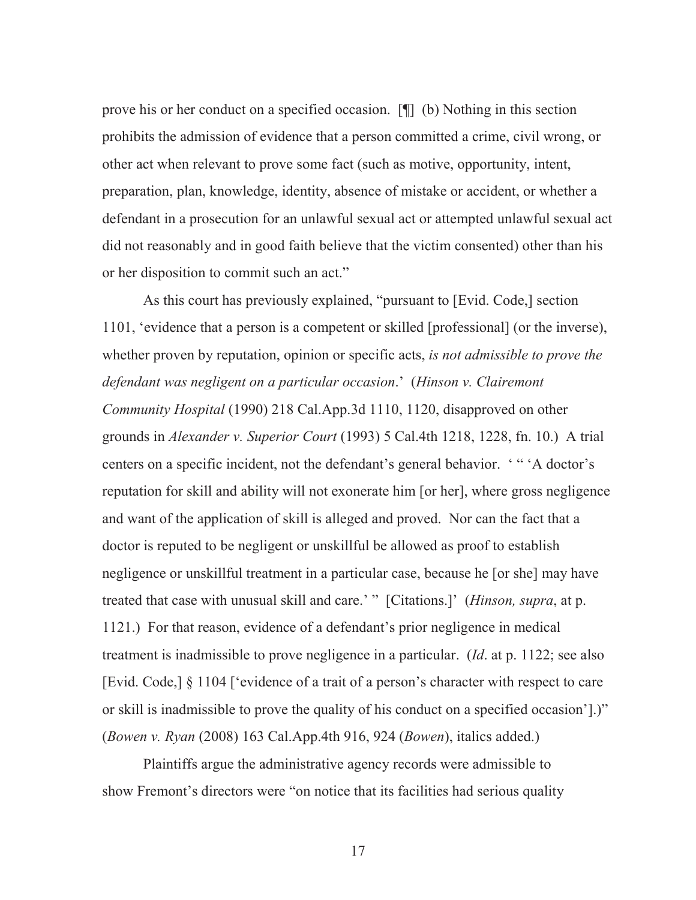prove his or her conduct on a specified occasion. [¶] (b) Nothing in this section prohibits the admission of evidence that a person committed a crime, civil wrong, or other act when relevant to prove some fact (such as motive, opportunity, intent, preparation, plan, knowledge, identity, absence of mistake or accident, or whether a defendant in a prosecution for an unlawful sexual act or attempted unlawful sexual act did not reasonably and in good faith believe that the victim consented) other than his or her disposition to commit such an act."

As this court has previously explained, "pursuant to [Evid. Code,] section 1101, 'evidence that a person is a competent or skilled [professional] (or the inverse), whether proven by reputation, opinion or specific acts, *is not admissible to prove the defendant was negligent on a particular occasion*.' (*Hinson v. Clairemont Community Hospital* (1990) 218 Cal.App.3d 1110, 1120, disapproved on other grounds in *Alexander v. Superior Court* (1993) 5 Cal.4th 1218, 1228, fn. 10.) A trial centers on a specific incident, not the defendant's general behavior. ' " 'A doctor's reputation for skill and ability will not exonerate him [or her], where gross negligence and want of the application of skill is alleged and proved. Nor can the fact that a doctor is reputed to be negligent or unskillful be allowed as proof to establish negligence or unskillful treatment in a particular case, because he [or she] may have treated that case with unusual skill and care.' " [Citations.]' (*Hinson, supra*, at p. 1121.) For that reason, evidence of a defendant's prior negligence in medical treatment is inadmissible to prove negligence in a particular. (*Id*. at p. 1122; see also [Evid. Code,] § 1104 ['evidence of a trait of a person's character with respect to care or skill is inadmissible to prove the quality of his conduct on a specified occasion'].)" (*Bowen v. Ryan* (2008) 163 Cal.App.4th 916, 924 (*Bowen*), italics added.)

Plaintiffs argue the administrative agency records were admissible to show Fremont's directors were "on notice that its facilities had serious quality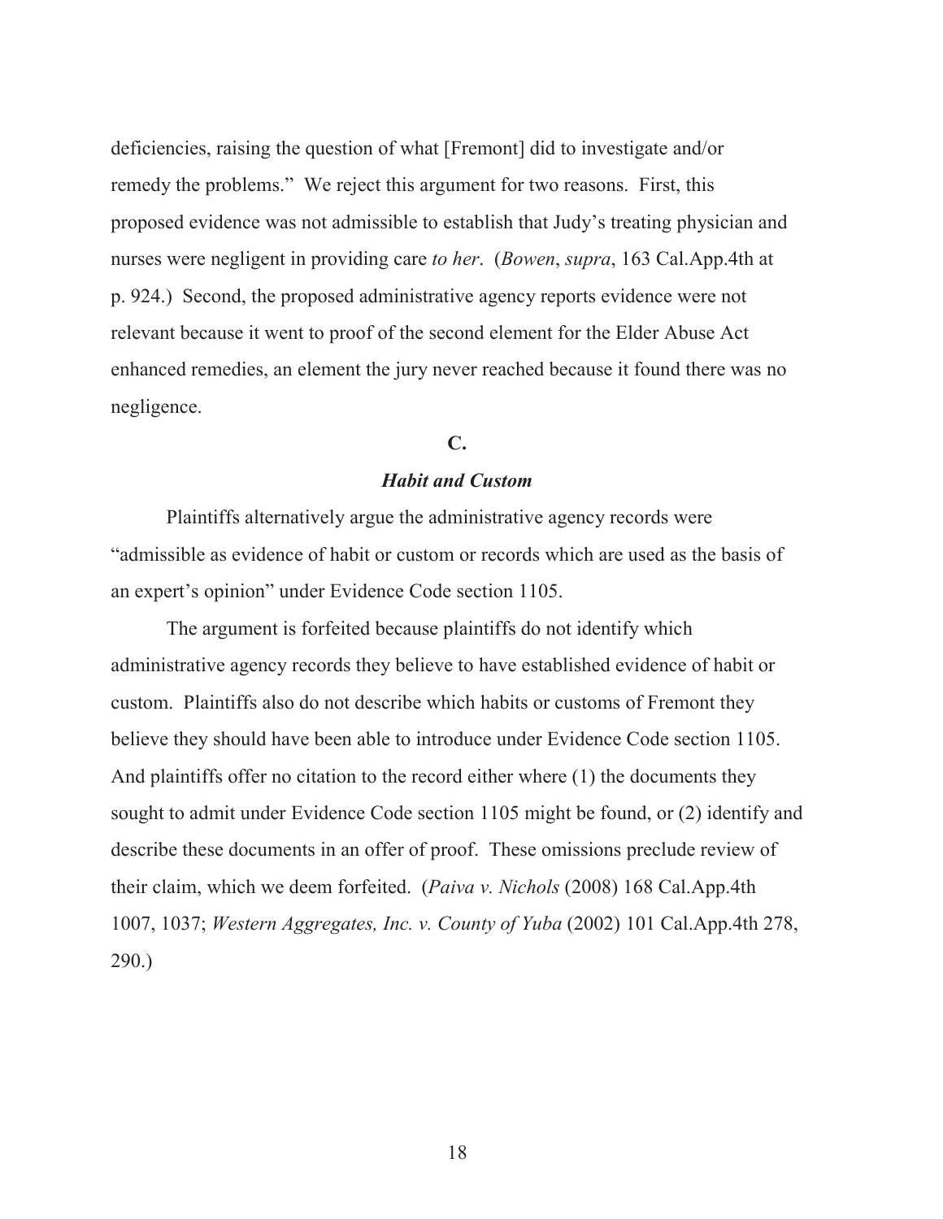deficiencies, raising the question of what [Fremont] did to investigate and/or remedy the problems." We reject this argument for two reasons. First, this proposed evidence was not admissible to establish that Judy's treating physician and nurses were negligent in providing care *to her*. (*Bowen*, *supra*, 163 Cal.App.4th at p. 924.) Second, the proposed administrative agency reports evidence were not relevant because it went to proof of the second element for the Elder Abuse Act enhanced remedies, an element the jury never reached because it found there was no negligence.

### C.

### *Habit and Custom*

Plaintiffs alternatively argue the administrative agency records were "admissible as evidence of habit or custom or records which are used as the basis of an expert's opinion" under Evidence Code section 1105.

The argument is forfeited because plaintiffs do not identify which administrative agency records they believe to have established evidence of habit or custom. Plaintiffs also do not describe which habits or customs of Fremont they believe they should have been able to introduce under Evidence Code section 1105. And plaintiffs offer no citation to the record either where (1) the documents they sought to admit under Evidence Code section 1105 might be found, or (2) identify and describe these documents in an offer of proof. These omissions preclude review of their claim, which we deem forfeited. (*Paiva v. Nichols* (2008) 168 Cal.App.4th 1007, 1037; *Western Aggregates, Inc. v. County of Yuba* (2002) 101 Cal.App.4th 278, 290.)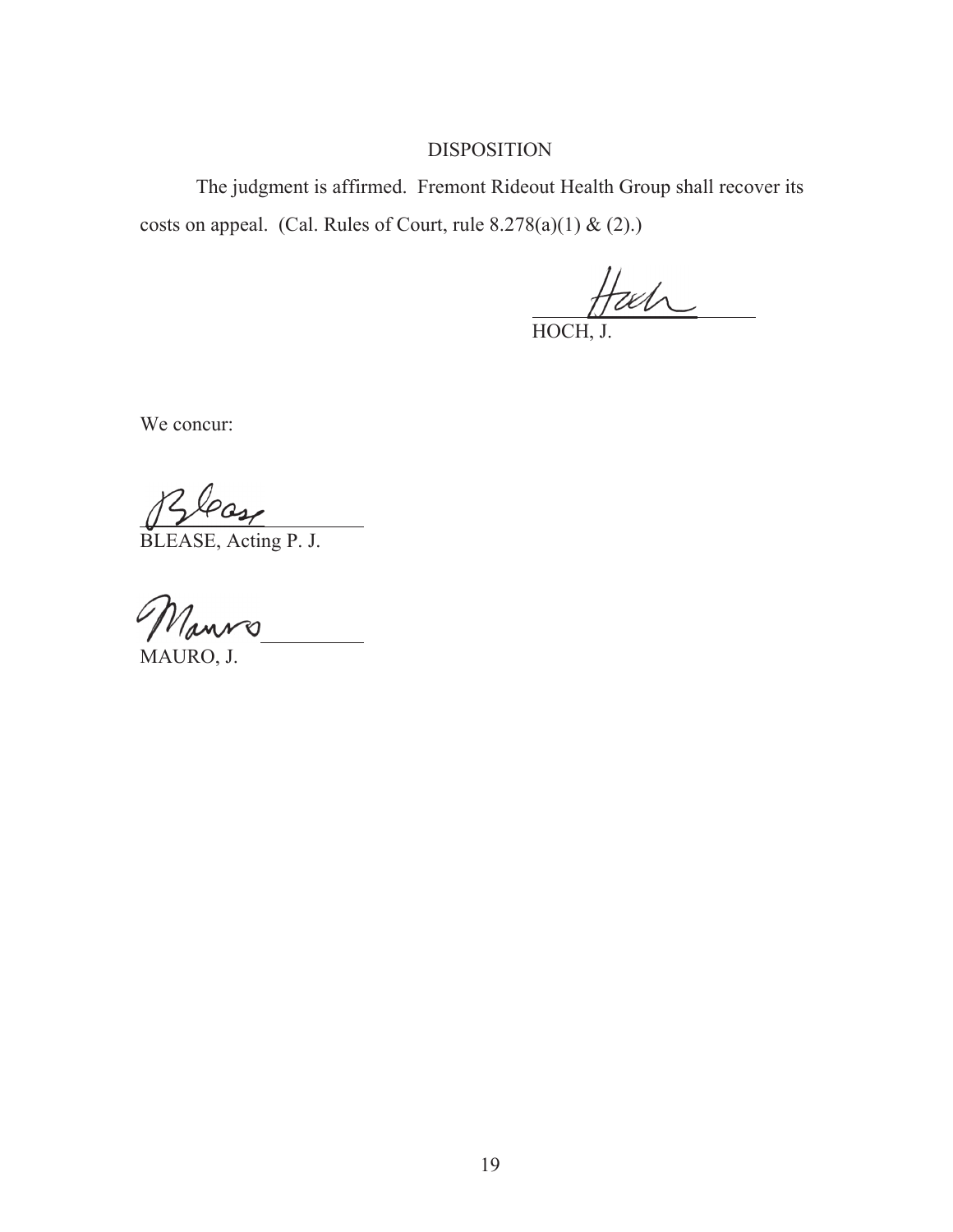## DISPOSITION

The judgment is affirmed. Fremont Rideout Health Group shall recover its costs on appeal. (Cal. Rules of Court, rule 8.278(a)(1) & (2).)

HOCH, J.

We concur:

BLEASE, Acting P. J.

MAURO, J.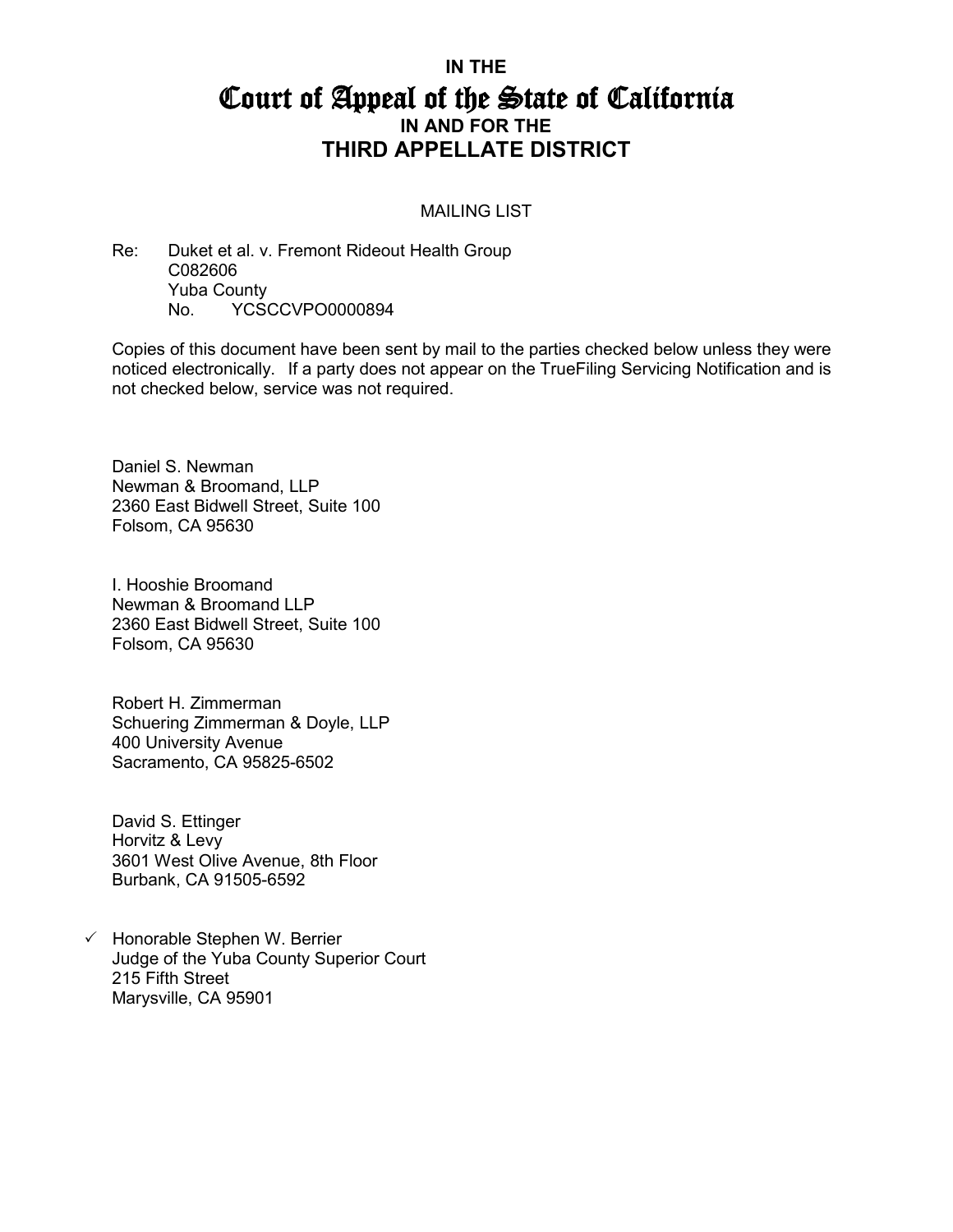**IN THE**

# Court of Appeal of the State of California

**IN AND FOR THE**

## THIRD APPELLATE DISTRICT

MAILING LIST

Re: Duket et al. v. Fremont Rideout Health Group
C082606
Yuba County
No. YCSCCVPO0000894

Copies of this document have been sent by mail to the parties checked below unless they were noticed electronically. If a party does not appear on the TrueFiling Servicing Notification and is not checked below, service was not required.

Daniel S. Newman
Newman & Broomand, LLP
2360 East Bidwell Street, Suite 100
Folsom, CA 95630

I. Hooshie Broomand
Newman & Broomand LLP
2360 East Bidwell Street, Suite 100
Folsom, CA 95630

Robert H. Zimmerman
Schuering Zimmerman & Doyle, LLP
400 University Avenue
Sacramento, CA 95825-6502

David S. Ettinger
Horvitz & Levy
3601 West Olive Avenue, 8th Floor
Burbank, CA 91505-6592

✓ Honorable Stephen W. Berrier
Judge of the Yuba County Superior Court
215 Fifth Street
Marysville, CA 95901